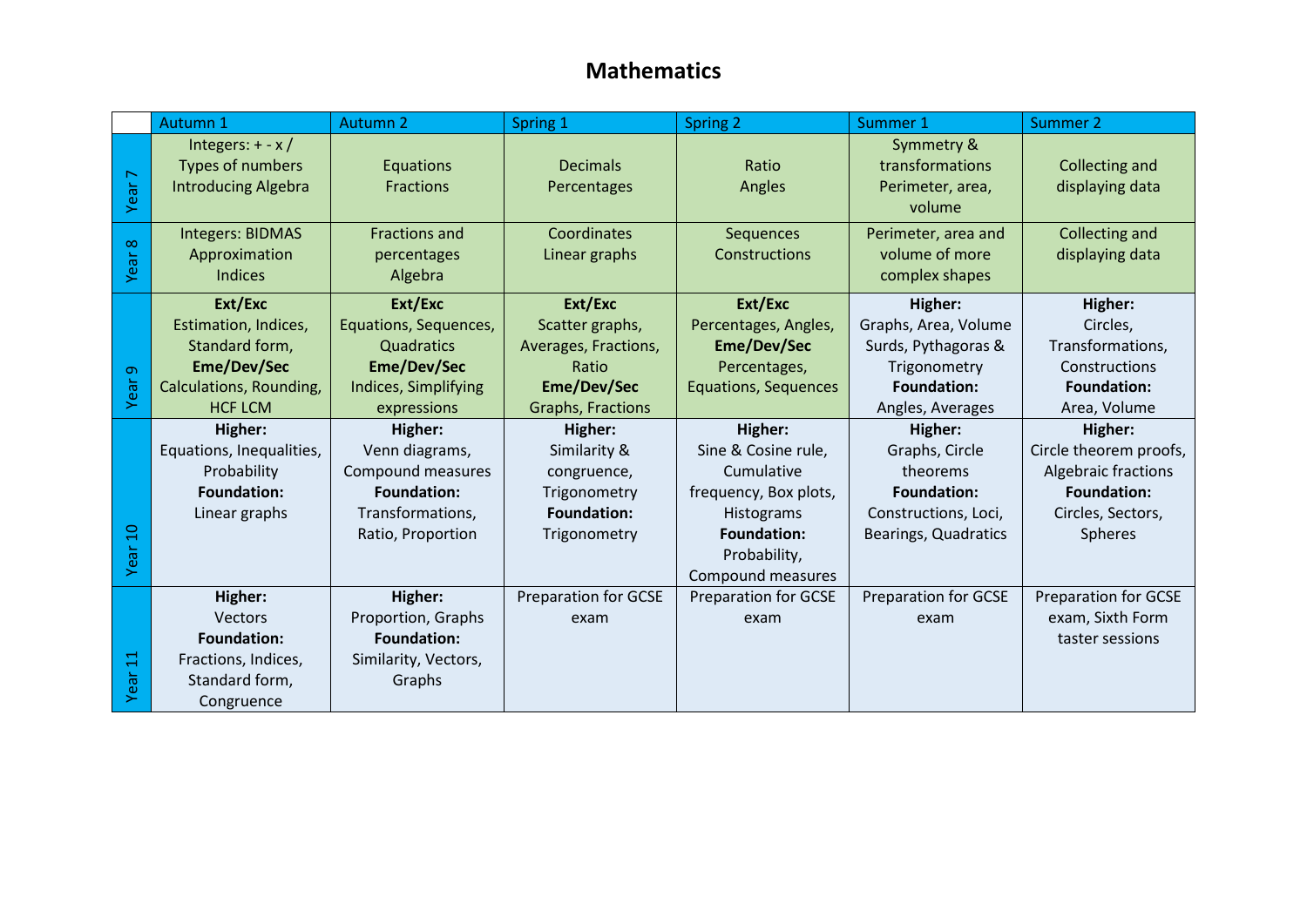# Mathematics

| | Autumn 1 | Autumn 2 | Spring 1 | Spring 2 | Summer 1 | Summer 2 |
|---|---|---|---|---|---|---|
| Year 7 | Integers: + - x / Types of numbers Introducing Algebra | Equations Fractions | Decimals Percentages | Ratio Angles | Symmetry & transformations Perimeter, area, volume | Collecting and displaying data |
| Year 8 | Integers: BIDMAS Approximation Indices | Fractions and percentages Algebra | Coordinates Linear graphs | Sequences Constructions | Perimeter, area and volume of more complex shapes | Collecting and displaying data |
| Year 9 | **Ext/Exc** Estimation, Indices, Standard form, **Eme/Dev/Sec** Calculations, Rounding, HCF LCM | **Ext/Exc** Equations, Sequences, Quadratics **Eme/Dev/Sec** Indices, Simplifying expressions | **Ext/Exc** Scatter graphs, Averages, Fractions, Ratio **Eme/Dev/Sec** Graphs, Fractions | **Ext/Exc** Percentages, Angles, **Eme/Dev/Sec** Percentages, Equations, Sequences | **Higher:** Graphs, Area, Volume Surds, Pythagoras & Trigonometry **Foundation:** Angles, Averages | **Higher:** Circles, Transformations, Constructions **Foundation:** Area, Volume |
| Year 10 | **Higher:** Equations, Inequalities, Probability **Foundation:** Linear graphs | **Higher:** Venn diagrams, Compound measures **Foundation:** Transformations, Ratio, Proportion | **Higher:** Similarity & congruence, Trigonometry **Foundation:** Trigonometry | **Higher:** Sine & Cosine rule, Cumulative frequency, Box plots, Histograms **Foundation:** Probability, Compound measures | **Higher:** Graphs, Circle theorems **Foundation:** Constructions, Loci, Bearings, Quadratics | **Higher:** Circle theorem proofs, Algebraic fractions **Foundation:** Circles, Sectors, Spheres |
| Year 11 | **Higher:** Vectors **Foundation:** Fractions, Indices, Standard form, Congruence | **Higher:** Proportion, Graphs **Foundation:** Similarity, Vectors, Graphs | Preparation for GCSE exam | Preparation for GCSE exam | Preparation for GCSE exam | Preparation for GCSE exam, Sixth Form taster sessions |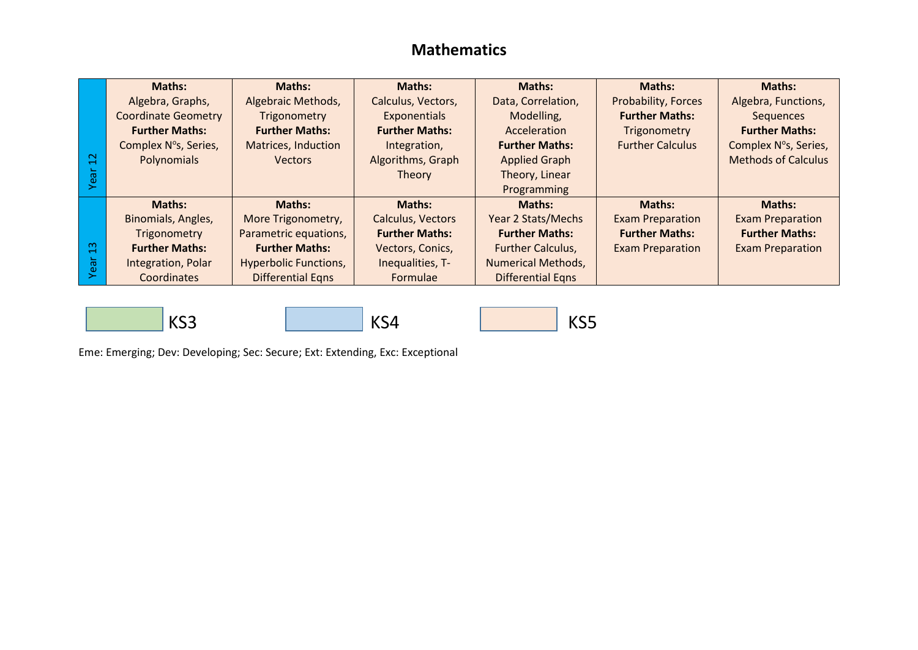## Mathematics

| | | | | | | |
|---|---|---|---|---|---|---|
| Year 12 | **Maths:** Algebra, Graphs, Coordinate Geometry **Further Maths:** Complex Nºs, Series, Polynomials | **Maths:** Algebraic Methods, Trigonometry **Further Maths:** Matrices, Induction Vectors | **Maths:** Calculus, Vectors, Exponentials **Further Maths:** Integration, Algorithms, Graph Theory | **Maths:** Data, Correlation, Modelling, Acceleration **Further Maths:** Applied Graph Theory, Linear Programming | **Maths:** Probability, Forces **Further Maths:** Trigonometry Further Calculus | **Maths:** Algebra, Functions, Sequences **Further Maths:** Complex Nºs, Series, Methods of Calculus |
| Year 13 | **Maths:** Binomials, Angles, Trigonometry **Further Maths:** Integration, Polar Coordinates | **Maths:** More Trigonometry, Parametric equations, **Further Maths:** Hyperbolic Functions, Differential Eqns | **Maths:** Calculus, Vectors **Further Maths:** Vectors, Conics, Inequalities, T-Formulae | **Maths:** Year 2 Stats/Mechs **Further Maths:** Further Calculus, Numerical Methods, Differential Eqns | **Maths:** Exam Preparation **Further Maths:** Exam Preparation | **Maths:** Exam Preparation **Further Maths:** Exam Preparation |

KS3 KS4 KS5

Eme: Emerging; Dev: Developing; Sec: Secure; Ext: Extending, Exc: Exceptional